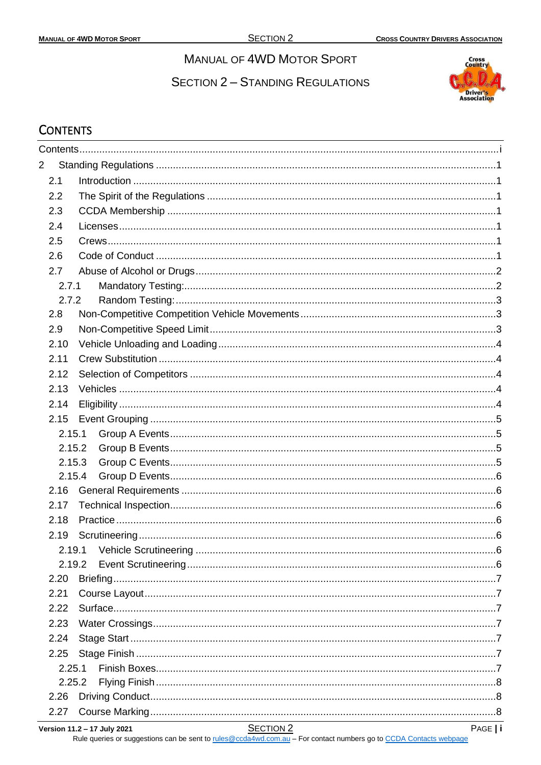# MANUAL OF 4WD MOTOR SPORT

## SECTION 2 – STANDING REGULATIONS

## CONTENTS

Contents .................................................................................................................... i

2 Standing Regulations .................................................................................................. 1

- 2.1 Introduction .............................................................................................. 1
- 2.2 The Spirit of the Regulations ..................................................................... 1
- 2.3 CCDA Membership ................................................................................... 1
- 2.4 Licenses .................................................................................................... 1
- 2.5 Crews ........................................................................................................ 1
- 2.6 Code of Conduct ....................................................................................... 1
- 2.7 Abuse of Alcohol or Drugs ......................................................................... 2
  - 2.7.1 Mandatory Testing: ............................................................................ 2
  - 2.7.2 Random Testing: ................................................................................ 3
- 2.8 Non-Competitive Competition Vehicle Movements ..................................... 3
- 2.9 Non-Competitive Speed Limit .................................................................... 3
- 2.10 Vehicle Unloading and Loading ................................................................ 4
- 2.11 Crew Substitution .................................................................................... 4
- 2.12 Selection of Competitors .......................................................................... 4
- 2.13 Vehicles .................................................................................................. 4
- 2.14 Eligibility .................................................................................................. 4
- 2.15 Event Grouping ........................................................................................ 5
  - 2.15.1 Group A Events ................................................................................ 5
  - 2.15.2 Group B Events ................................................................................ 5
  - 2.15.3 Group C Events ................................................................................ 5
  - 2.15.4 Group D Events ................................................................................ 6
- 2.16 General Requirements ............................................................................. 6
- 2.17 Technical Inspection ................................................................................ 6
- 2.18 Practice ................................................................................................... 6
- 2.19 Scrutineering ........................................................................................... 6
  - 2.19.1 Vehicle Scrutineering ........................................................................ 6
  - 2.19.2 Event Scrutineering .......................................................................... 6
- 2.20 Briefing .................................................................................................... 7
- 2.21 Course Layout .......................................................................................... 7
- 2.22 Surface .................................................................................................... 7
- 2.23 Water Crossings ....................................................................................... 7
- 2.24 Stage Start ............................................................................................... 7
- 2.25 Stage Finish ............................................................................................. 7
  - 2.25.1 Finish Boxes ..................................................................................... 7
  - 2.25.2 Flying Finish ..................................................................................... 8
- 2.26 Driving Conduct ........................................................................................ 8
- 2.27 Course Marking ........................................................................................ 8

Version 11.2 – 17 July 2021

Rule queries or suggestions can be sent to rules@ccda4wd.com.au – For contact numbers go to CCDA Contacts webpage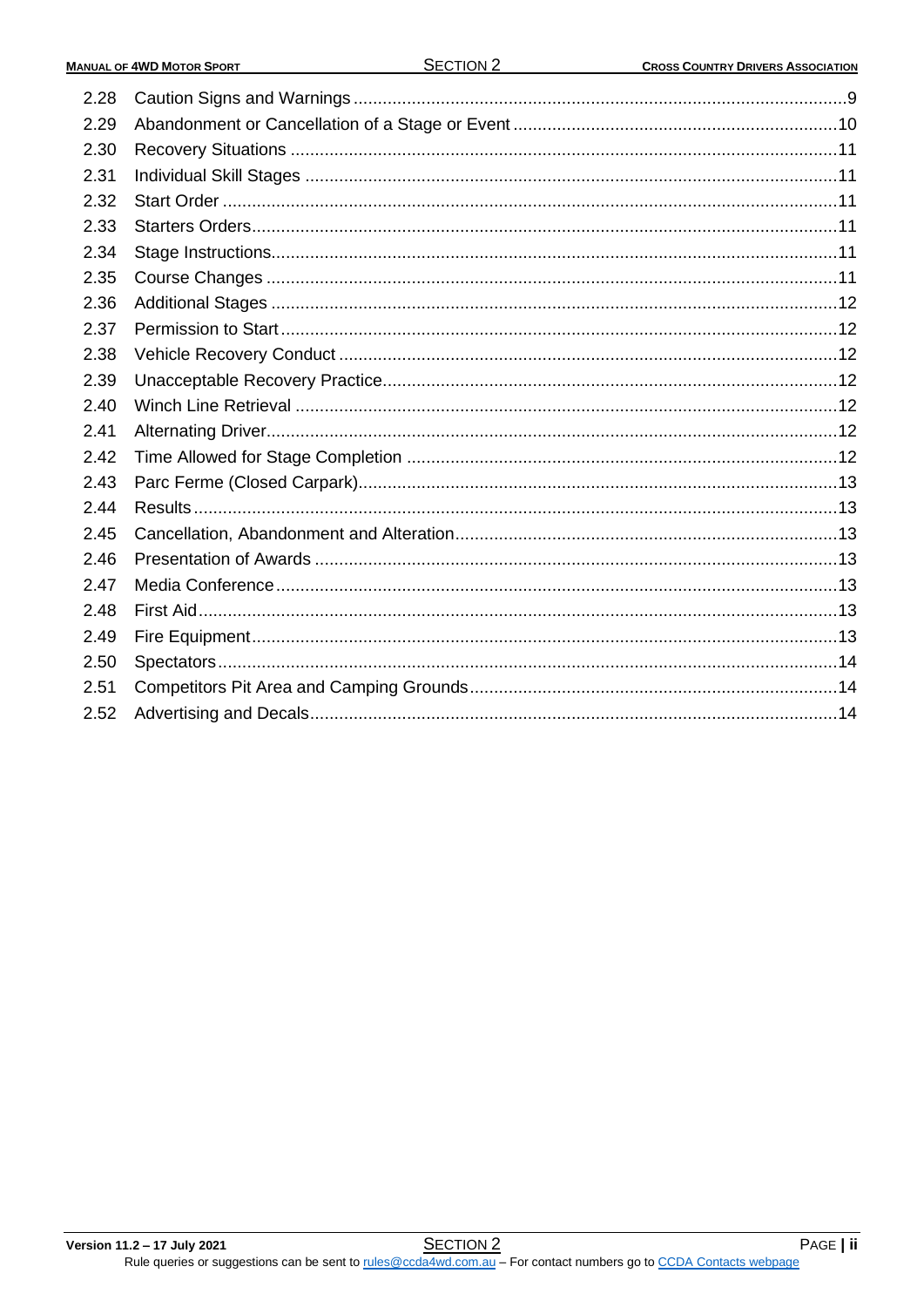| | | |
|---|---|---|
| 2.28 | Caution Signs and Warnings | 9 |
| 2.29 | Abandonment or Cancellation of a Stage or Event | 10 |
| 2.30 | Recovery Situations | 11 |
| 2.31 | Individual Skill Stages | 11 |
| 2.32 | Start Order | 11 |
| 2.33 | Starters Orders | 11 |
| 2.34 | Stage Instructions | 11 |
| 2.35 | Course Changes | 11 |
| 2.36 | Additional Stages | 12 |
| 2.37 | Permission to Start | 12 |
| 2.38 | Vehicle Recovery Conduct | 12 |
| 2.39 | Unacceptable Recovery Practice | 12 |
| 2.40 | Winch Line Retrieval | 12 |
| 2.41 | Alternating Driver | 12 |
| 2.42 | Time Allowed for Stage Completion | 12 |
| 2.43 | Parc Ferme (Closed Carpark) | 13 |
| 2.44 | Results | 13 |
| 2.45 | Cancellation, Abandonment and Alteration | 13 |
| 2.46 | Presentation of Awards | 13 |
| 2.47 | Media Conference | 13 |
| 2.48 | First Aid | 13 |
| 2.49 | Fire Equipment | 13 |
| 2.50 | Spectators | 14 |
| 2.51 | Competitors Pit Area and Camping Grounds | 14 |
| 2.52 | Advertising and Decals | 14 |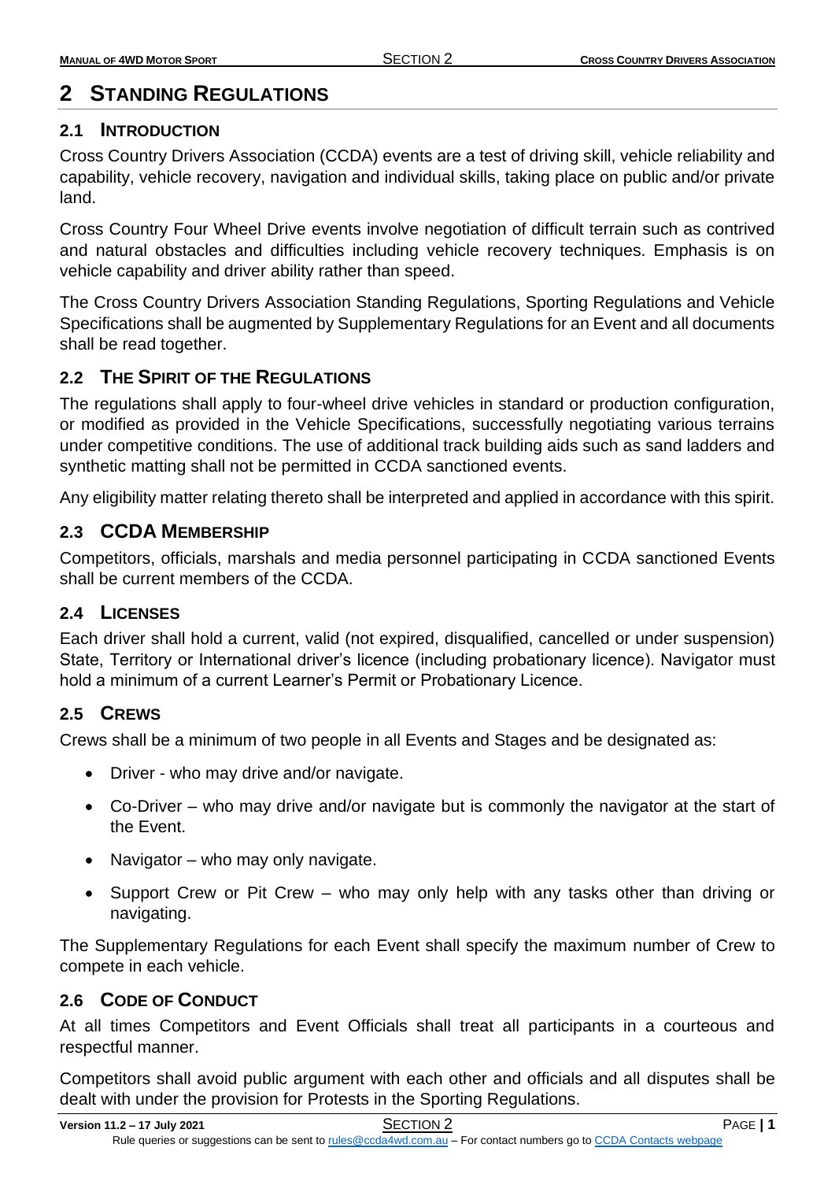# 2 STANDING REGULATIONS

## 2.1 INTRODUCTION

Cross Country Drivers Association (CCDA) events are a test of driving skill, vehicle reliability and capability, vehicle recovery, navigation and individual skills, taking place on public and/or private land.

Cross Country Four Wheel Drive events involve negotiation of difficult terrain such as contrived and natural obstacles and difficulties including vehicle recovery techniques. Emphasis is on vehicle capability and driver ability rather than speed.

The Cross Country Drivers Association Standing Regulations, Sporting Regulations and Vehicle Specifications shall be augmented by Supplementary Regulations for an Event and all documents shall be read together.

## 2.2 THE SPIRIT OF THE REGULATIONS

The regulations shall apply to four-wheel drive vehicles in standard or production configuration, or modified as provided in the Vehicle Specifications, successfully negotiating various terrains under competitive conditions. The use of additional track building aids such as sand ladders and synthetic matting shall not be permitted in CCDA sanctioned events.

Any eligibility matter relating thereto shall be interpreted and applied in accordance with this spirit.

## 2.3 CCDA MEMBERSHIP

Competitors, officials, marshals and media personnel participating in CCDA sanctioned Events shall be current members of the CCDA.

## 2.4 LICENSES

Each driver shall hold a current, valid (not expired, disqualified, cancelled or under suspension) State, Territory or International driver's licence (including probationary licence). Navigator must hold a minimum of a current Learner's Permit or Probationary Licence.

## 2.5 CREWS

Crews shall be a minimum of two people in all Events and Stages and be designated as:

- Driver - who may drive and/or navigate.
- Co-Driver – who may drive and/or navigate but is commonly the navigator at the start of the Event.
- Navigator – who may only navigate.
- Support Crew or Pit Crew – who may only help with any tasks other than driving or navigating.

The Supplementary Regulations for each Event shall specify the maximum number of Crew to compete in each vehicle.

## 2.6 CODE OF CONDUCT

At all times Competitors and Event Officials shall treat all participants in a courteous and respectful manner.

Competitors shall avoid public argument with each other and officials and all disputes shall be dealt with under the provision for Protests in the Sporting Regulations.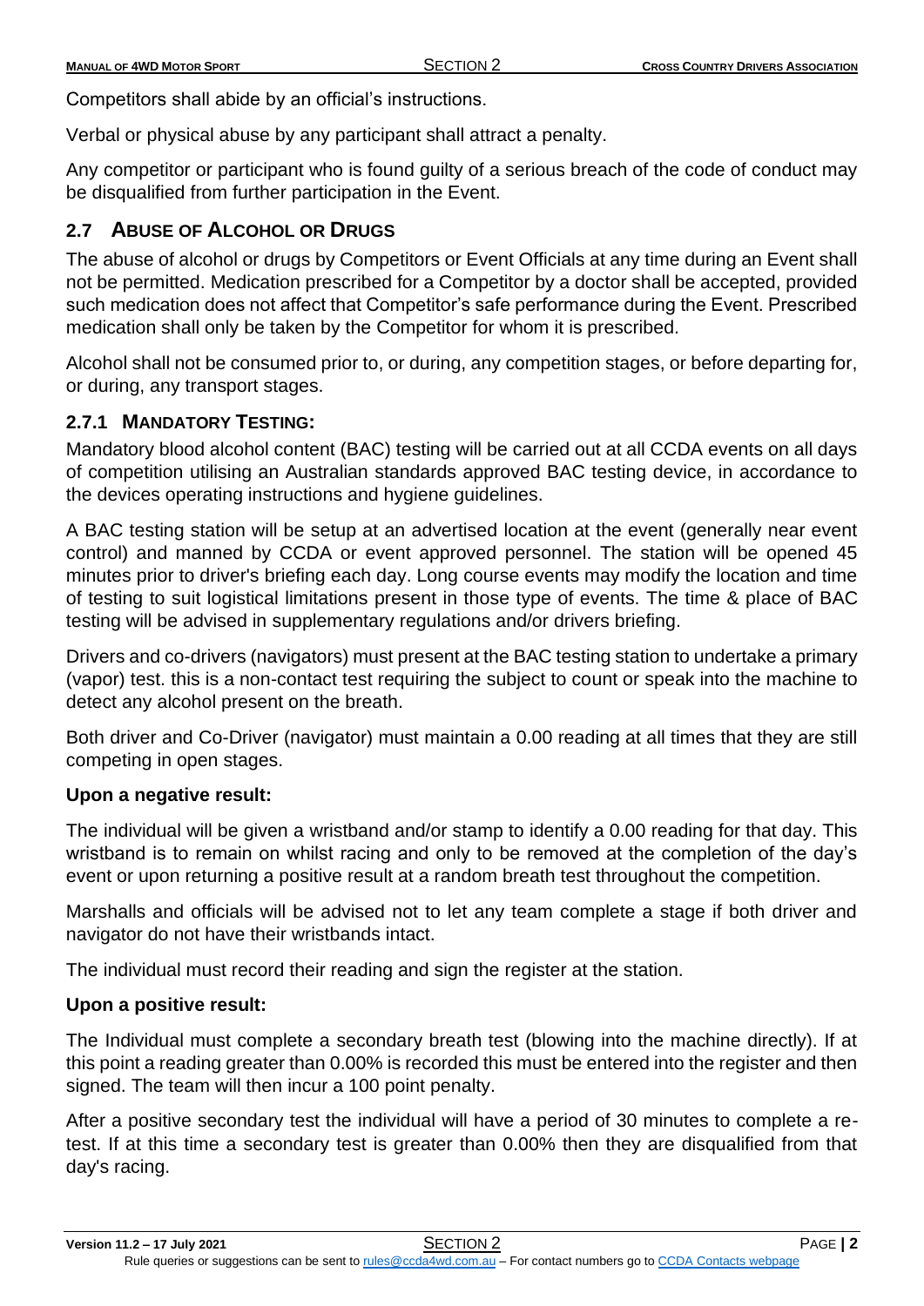Competitors shall abide by an official's instructions.

Verbal or physical abuse by any participant shall attract a penalty.

Any competitor or participant who is found guilty of a serious breach of the code of conduct may be disqualified from further participation in the Event.

## 2.7 Abuse of Alcohol or Drugs

The abuse of alcohol or drugs by Competitors or Event Officials at any time during an Event shall not be permitted. Medication prescribed for a Competitor by a doctor shall be accepted, provided such medication does not affect that Competitor's safe performance during the Event. Prescribed medication shall only be taken by the Competitor for whom it is prescribed.

Alcohol shall not be consumed prior to, or during, any competition stages, or before departing for, or during, any transport stages.

### 2.7.1 Mandatory Testing:

Mandatory blood alcohol content (BAC) testing will be carried out at all CCDA events on all days of competition utilising an Australian standards approved BAC testing device, in accordance to the devices operating instructions and hygiene guidelines.

A BAC testing station will be setup at an advertised location at the event (generally near event control) and manned by CCDA or event approved personnel. The station will be opened 45 minutes prior to driver's briefing each day. Long course events may modify the location and time of testing to suit logistical limitations present in those type of events. The time & place of BAC testing will be advised in supplementary regulations and/or drivers briefing.

Drivers and co-drivers (navigators) must present at the BAC testing station to undertake a primary (vapor) test. this is a non-contact test requiring the subject to count or speak into the machine to detect any alcohol present on the breath.

Both driver and Co-Driver (navigator) must maintain a 0.00 reading at all times that they are still competing in open stages.

**Upon a negative result:**

The individual will be given a wristband and/or stamp to identify a 0.00 reading for that day. This wristband is to remain on whilst racing and only to be removed at the completion of the day's event or upon returning a positive result at a random breath test throughout the competition.

Marshalls and officials will be advised not to let any team complete a stage if both driver and navigator do not have their wristbands intact.

The individual must record their reading and sign the register at the station.

**Upon a positive result:**

The Individual must complete a secondary breath test (blowing into the machine directly). If at this point a reading greater than 0.00% is recorded this must be entered into the register and then signed. The team will then incur a 100 point penalty.

After a positive secondary test the individual will have a period of 30 minutes to complete a re-test. If at this time a secondary test is greater than 0.00% then they are disqualified from that day's racing.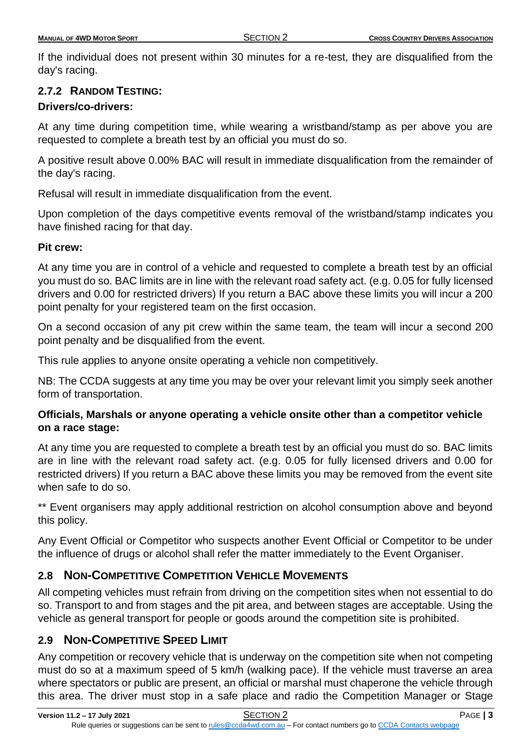If the individual does not present within 30 minutes for a re-test, they are disqualified from the day's racing.

### 2.7.2 Random Testing:

**Drivers/co-drivers:**

At any time during competition time, while wearing a wristband/stamp as per above you are requested to complete a breath test by an official you must do so.

A positive result above 0.00% BAC will result in immediate disqualification from the remainder of the day's racing.

Refusal will result in immediate disqualification from the event.

Upon completion of the days competitive events removal of the wristband/stamp indicates you have finished racing for that day.

**Pit crew:**

At any time you are in control of a vehicle and requested to complete a breath test by an official you must do so. BAC limits are in line with the relevant road safety act. (e.g. 0.05 for fully licensed drivers and 0.00 for restricted drivers) If you return a BAC above these limits you will incur a 200 point penalty for your registered team on the first occasion.

On a second occasion of any pit crew within the same team, the team will incur a second 200 point penalty and be disqualified from the event.

This rule applies to anyone onsite operating a vehicle non competitively.

NB: The CCDA suggests at any time you may be over your relevant limit you simply seek another form of transportation.

**Officials, Marshals or anyone operating a vehicle onsite other than a competitor vehicle on a race stage:**

At any time you are requested to complete a breath test by an official you must do so. BAC limits are in line with the relevant road safety act. (e.g. 0.05 for fully licensed drivers and 0.00 for restricted drivers) If you return a BAC above these limits you may be removed from the event site when safe to do so.

** Event organisers may apply additional restriction on alcohol consumption above and beyond this policy.

Any Event Official or Competitor who suspects another Event Official or Competitor to be under the influence of drugs or alcohol shall refer the matter immediately to the Event Organiser.

## 2.8 Non-Competitive Competition Vehicle Movements

All competing vehicles must refrain from driving on the competition sites when not essential to do so. Transport to and from stages and the pit area, and between stages are acceptable. Using the vehicle as general transport for people or goods around the competition site is prohibited.

## 2.9 Non-Competitive Speed Limit

Any competition or recovery vehicle that is underway on the competition site when not competing must do so at a maximum speed of 5 km/h (walking pace). If the vehicle must traverse an area where spectators or public are present, an official or marshal must chaperone the vehicle through this area. The driver must stop in a safe place and radio the Competition Manager or Stage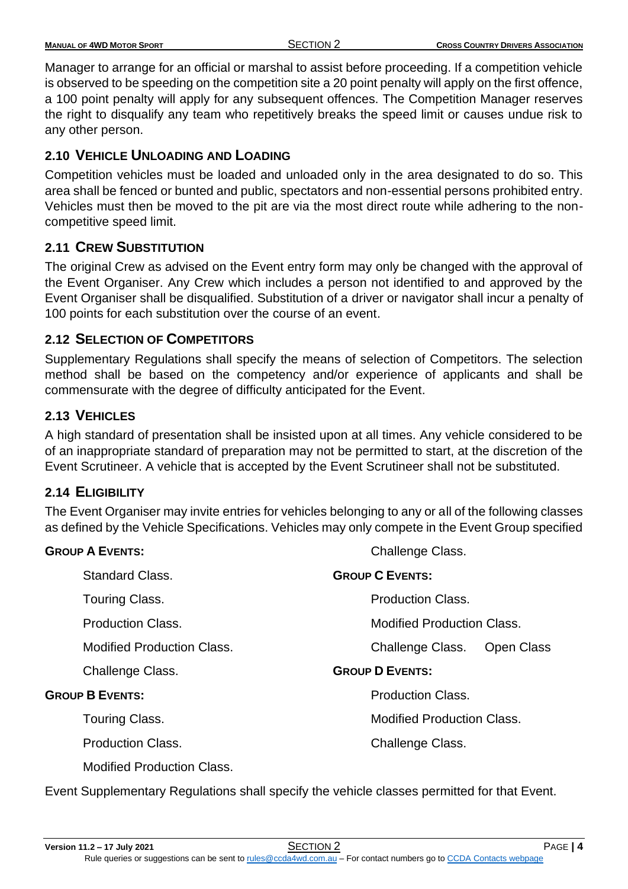Manager to arrange for an official or marshal to assist before proceeding. If a competition vehicle is observed to be speeding on the competition site a 20 point penalty will apply on the first offence, a 100 point penalty will apply for any subsequent offences. The Competition Manager reserves the right to disqualify any team who repetitively breaks the speed limit or causes undue risk to any other person.

## 2.10 VEHICLE UNLOADING AND LOADING

Competition vehicles must be loaded and unloaded only in the area designated to do so. This area shall be fenced or bunted and public, spectators and non-essential persons prohibited entry. Vehicles must then be moved to the pit are via the most direct route while adhering to the non-competitive speed limit.

## 2.11 CREW SUBSTITUTION

The original Crew as advised on the Event entry form may only be changed with the approval of the Event Organiser. Any Crew which includes a person not identified to and approved by the Event Organiser shall be disqualified. Substitution of a driver or navigator shall incur a penalty of 100 points for each substitution over the course of an event.

## 2.12 SELECTION OF COMPETITORS

Supplementary Regulations shall specify the means of selection of Competitors. The selection method shall be based on the competency and/or experience of applicants and shall be commensurate with the degree of difficulty anticipated for the Event.

## 2.13 VEHICLES

A high standard of presentation shall be insisted upon at all times. Any vehicle considered to be of an inappropriate standard of preparation may not be permitted to start, at the discretion of the Event Scrutineer. A vehicle that is accepted by the Event Scrutineer shall not be substituted.

## 2.14 ELIGIBILITY

The Event Organiser may invite entries for vehicles belonging to any or all of the following classes as defined by the Vehicle Specifications. Vehicles may only compete in the Event Group specified

**GROUP A EVENTS:**

- Standard Class.
- Touring Class.
- Production Class.
- Modified Production Class.
- Challenge Class.

**GROUP B EVENTS:**

- Touring Class.
- Production Class.
- Modified Production Class.
- Challenge Class.

**GROUP C EVENTS:**

- Production Class.
- Modified Production Class.
- Challenge Class.
- Open Class

**GROUP D EVENTS:**

- Production Class.
- Modified Production Class.
- Challenge Class.

Event Supplementary Regulations shall specify the vehicle classes permitted for that Event.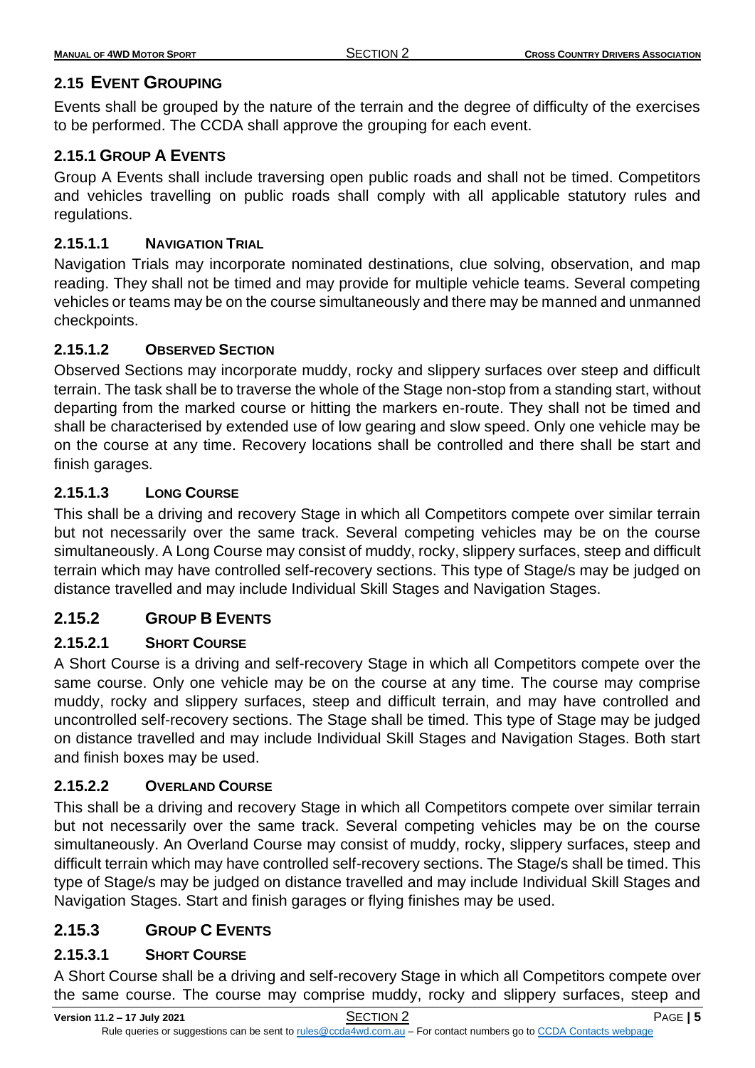## 2.15 Event Grouping

Events shall be grouped by the nature of the terrain and the degree of difficulty of the exercises to be performed. The CCDA shall approve the grouping for each event.

### 2.15.1 Group A Events

Group A Events shall include traversing open public roads and shall not be timed. Competitors and vehicles travelling on public roads shall comply with all applicable statutory rules and regulations.

#### 2.15.1.1 Navigation Trial

Navigation Trials may incorporate nominated destinations, clue solving, observation, and map reading. They shall not be timed and may provide for multiple vehicle teams. Several competing vehicles or teams may be on the course simultaneously and there may be manned and unmanned checkpoints.

#### 2.15.1.2 Observed Section

Observed Sections may incorporate muddy, rocky and slippery surfaces over steep and difficult terrain. The task shall be to traverse the whole of the Stage non-stop from a standing start, without departing from the marked course or hitting the markers en-route. They shall not be timed and shall be characterised by extended use of low gearing and slow speed. Only one vehicle may be on the course at any time. Recovery locations shall be controlled and there shall be start and finish garages.

#### 2.15.1.3 Long Course

This shall be a driving and recovery Stage in which all Competitors compete over similar terrain but not necessarily over the same track. Several competing vehicles may be on the course simultaneously. A Long Course may consist of muddy, rocky, slippery surfaces, steep and difficult terrain which may have controlled self-recovery sections. This type of Stage/s may be judged on distance travelled and may include Individual Skill Stages and Navigation Stages.

### 2.15.2 Group B Events

#### 2.15.2.1 Short Course

A Short Course is a driving and self-recovery Stage in which all Competitors compete over the same course. Only one vehicle may be on the course at any time. The course may comprise muddy, rocky and slippery surfaces, steep and difficult terrain, and may have controlled and uncontrolled self-recovery sections. The Stage shall be timed. This type of Stage may be judged on distance travelled and may include Individual Skill Stages and Navigation Stages. Both start and finish boxes may be used.

#### 2.15.2.2 Overland Course

This shall be a driving and recovery Stage in which all Competitors compete over similar terrain but not necessarily over the same track. Several competing vehicles may be on the course simultaneously. An Overland Course may consist of muddy, rocky, slippery surfaces, steep and difficult terrain which may have controlled self-recovery sections. The Stage/s shall be timed. This type of Stage/s may be judged on distance travelled and may include Individual Skill Stages and Navigation Stages. Start and finish garages or flying finishes may be used.

### 2.15.3 Group C Events

#### 2.15.3.1 Short Course

A Short Course shall be a driving and self-recovery Stage in which all Competitors compete over the same course. The course may comprise muddy, rocky and slippery surfaces, steep and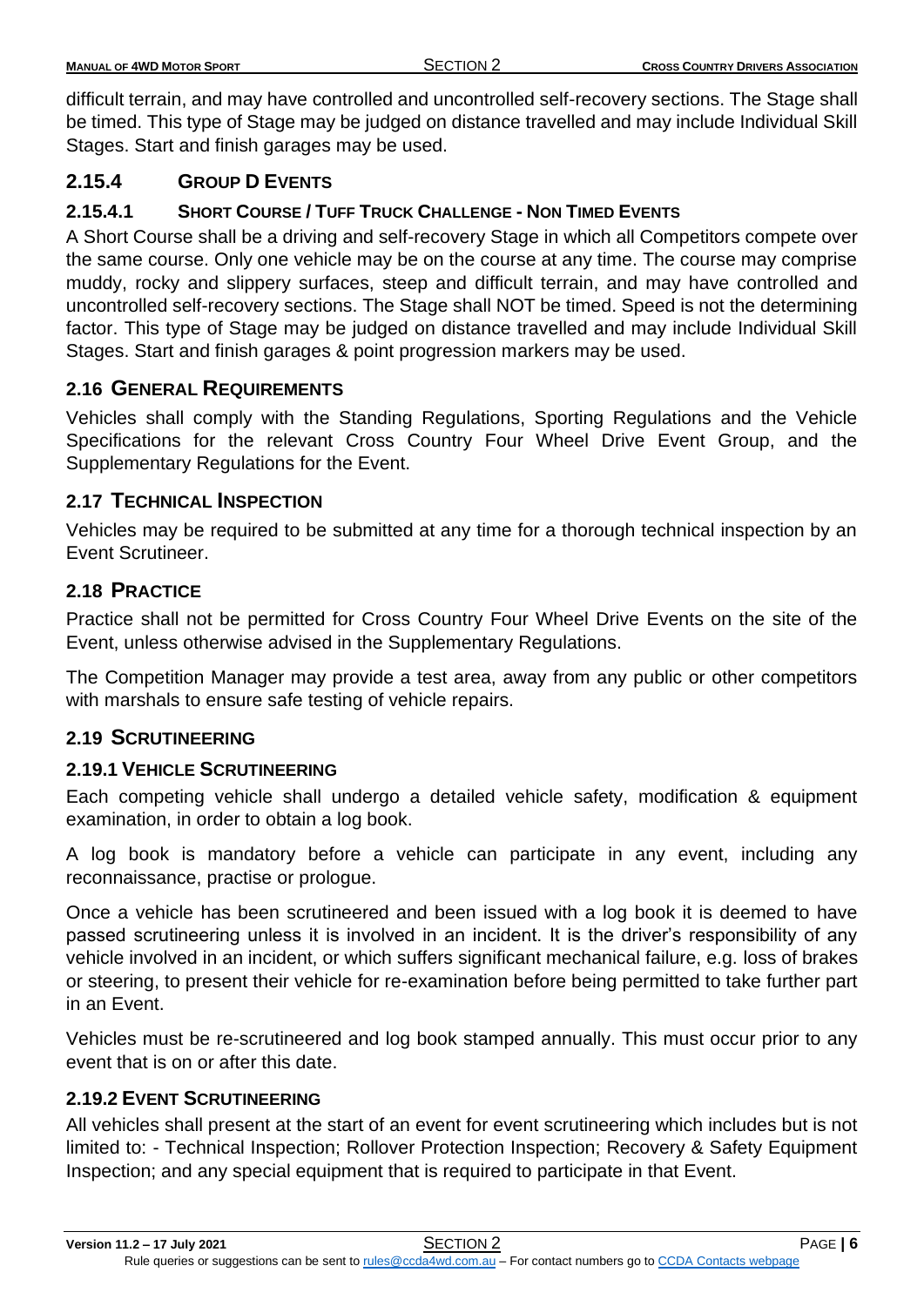difficult terrain, and may have controlled and uncontrolled self-recovery sections. The Stage shall be timed. This type of Stage may be judged on distance travelled and may include Individual Skill Stages. Start and finish garages may be used.

### 2.15.4 GROUP D EVENTS

#### 2.15.4.1 SHORT COURSE / TUFF TRUCK CHALLENGE - NON TIMED EVENTS

A Short Course shall be a driving and self-recovery Stage in which all Competitors compete over the same course. Only one vehicle may be on the course at any time. The course may comprise muddy, rocky and slippery surfaces, steep and difficult terrain, and may have controlled and uncontrolled self-recovery sections. The Stage shall NOT be timed. Speed is not the determining factor. This type of Stage may be judged on distance travelled and may include Individual Skill Stages. Start and finish garages & point progression markers may be used.

## 2.16 GENERAL REQUIREMENTS

Vehicles shall comply with the Standing Regulations, Sporting Regulations and the Vehicle Specifications for the relevant Cross Country Four Wheel Drive Event Group, and the Supplementary Regulations for the Event.

## 2.17 TECHNICAL INSPECTION

Vehicles may be required to be submitted at any time for a thorough technical inspection by an Event Scrutineer.

## 2.18 PRACTICE

Practice shall not be permitted for Cross Country Four Wheel Drive Events on the site of the Event, unless otherwise advised in the Supplementary Regulations.

The Competition Manager may provide a test area, away from any public or other competitors with marshals to ensure safe testing of vehicle repairs.

## 2.19 SCRUTINEERING

### 2.19.1 VEHICLE SCRUTINEERING

Each competing vehicle shall undergo a detailed vehicle safety, modification & equipment examination, in order to obtain a log book.

A log book is mandatory before a vehicle can participate in any event, including any reconnaissance, practise or prologue.

Once a vehicle has been scrutineered and been issued with a log book it is deemed to have passed scrutineering unless it is involved in an incident. It is the driver's responsibility of any vehicle involved in an incident, or which suffers significant mechanical failure, e.g. loss of brakes or steering, to present their vehicle for re-examination before being permitted to take further part in an Event.

Vehicles must be re-scrutineered and log book stamped annually. This must occur prior to any event that is on or after this date.

### 2.19.2 EVENT SCRUTINEERING

All vehicles shall present at the start of an event for event scrutineering which includes but is not limited to: - Technical Inspection; Rollover Protection Inspection; Recovery & Safety Equipment Inspection; and any special equipment that is required to participate in that Event.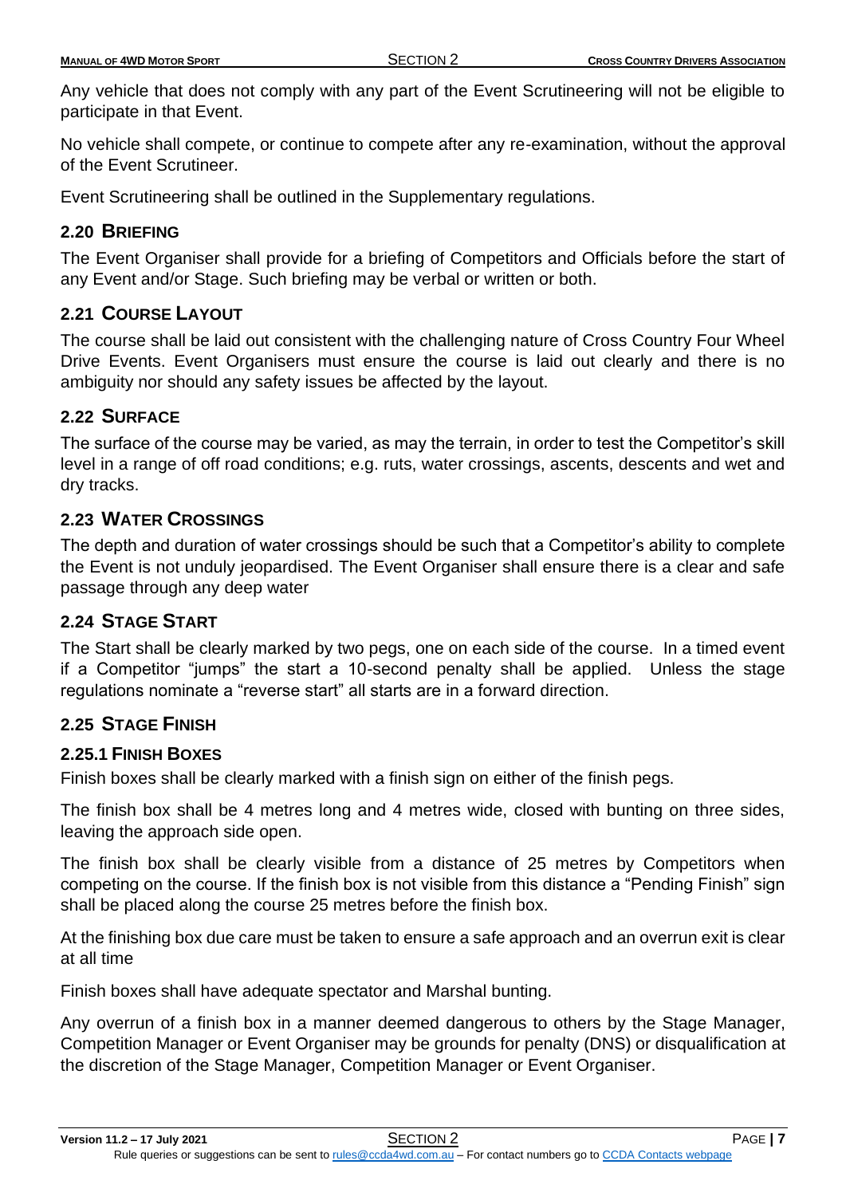Any vehicle that does not comply with any part of the Event Scrutineering will not be eligible to participate in that Event.

No vehicle shall compete, or continue to compete after any re-examination, without the approval of the Event Scrutineer.

Event Scrutineering shall be outlined in the Supplementary regulations.

## 2.20 BRIEFING

The Event Organiser shall provide for a briefing of Competitors and Officials before the start of any Event and/or Stage. Such briefing may be verbal or written or both.

## 2.21 COURSE LAYOUT

The course shall be laid out consistent with the challenging nature of Cross Country Four Wheel Drive Events. Event Organisers must ensure the course is laid out clearly and there is no ambiguity nor should any safety issues be affected by the layout.

## 2.22 SURFACE

The surface of the course may be varied, as may the terrain, in order to test the Competitor's skill level in a range of off road conditions; e.g. ruts, water crossings, ascents, descents and wet and dry tracks.

## 2.23 WATER CROSSINGS

The depth and duration of water crossings should be such that a Competitor's ability to complete the Event is not unduly jeopardised. The Event Organiser shall ensure there is a clear and safe passage through any deep water

## 2.24 STAGE START

The Start shall be clearly marked by two pegs, one on each side of the course. In a timed event if a Competitor "jumps" the start a 10-second penalty shall be applied. Unless the stage regulations nominate a "reverse start" all starts are in a forward direction.

## 2.25 STAGE FINISH

### 2.25.1 FINISH BOXES

Finish boxes shall be clearly marked with a finish sign on either of the finish pegs.

The finish box shall be 4 metres long and 4 metres wide, closed with bunting on three sides, leaving the approach side open.

The finish box shall be clearly visible from a distance of 25 metres by Competitors when competing on the course. If the finish box is not visible from this distance a "Pending Finish" sign shall be placed along the course 25 metres before the finish box.

At the finishing box due care must be taken to ensure a safe approach and an overrun exit is clear at all time

Finish boxes shall have adequate spectator and Marshal bunting.

Any overrun of a finish box in a manner deemed dangerous to others by the Stage Manager, Competition Manager or Event Organiser may be grounds for penalty (DNS) or disqualification at the discretion of the Stage Manager, Competition Manager or Event Organiser.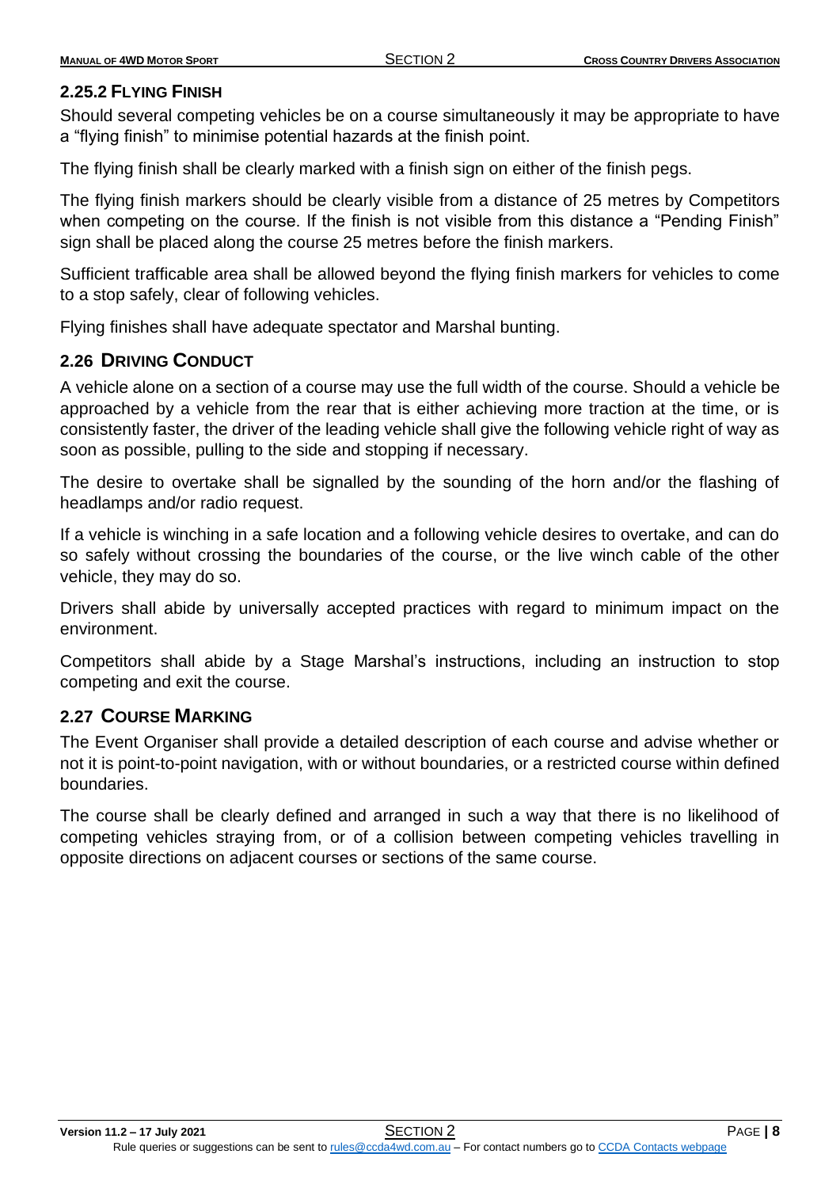### 2.25.2 Flying Finish

Should several competing vehicles be on a course simultaneously it may be appropriate to have a "flying finish" to minimise potential hazards at the finish point.

The flying finish shall be clearly marked with a finish sign on either of the finish pegs.

The flying finish markers should be clearly visible from a distance of 25 metres by Competitors when competing on the course. If the finish is not visible from this distance a "Pending Finish" sign shall be placed along the course 25 metres before the finish markers.

Sufficient trafficable area shall be allowed beyond the flying finish markers for vehicles to come to a stop safely, clear of following vehicles.

Flying finishes shall have adequate spectator and Marshal bunting.

## 2.26 Driving Conduct

A vehicle alone on a section of a course may use the full width of the course. Should a vehicle be approached by a vehicle from the rear that is either achieving more traction at the time, or is consistently faster, the driver of the leading vehicle shall give the following vehicle right of way as soon as possible, pulling to the side and stopping if necessary.

The desire to overtake shall be signalled by the sounding of the horn and/or the flashing of headlamps and/or radio request.

If a vehicle is winching in a safe location and a following vehicle desires to overtake, and can do so safely without crossing the boundaries of the course, or the live winch cable of the other vehicle, they may do so.

Drivers shall abide by universally accepted practices with regard to minimum impact on the environment.

Competitors shall abide by a Stage Marshal's instructions, including an instruction to stop competing and exit the course.

## 2.27 Course Marking

The Event Organiser shall provide a detailed description of each course and advise whether or not it is point-to-point navigation, with or without boundaries, or a restricted course within defined boundaries.

The course shall be clearly defined and arranged in such a way that there is no likelihood of competing vehicles straying from, or of a collision between competing vehicles travelling in opposite directions on adjacent courses or sections of the same course.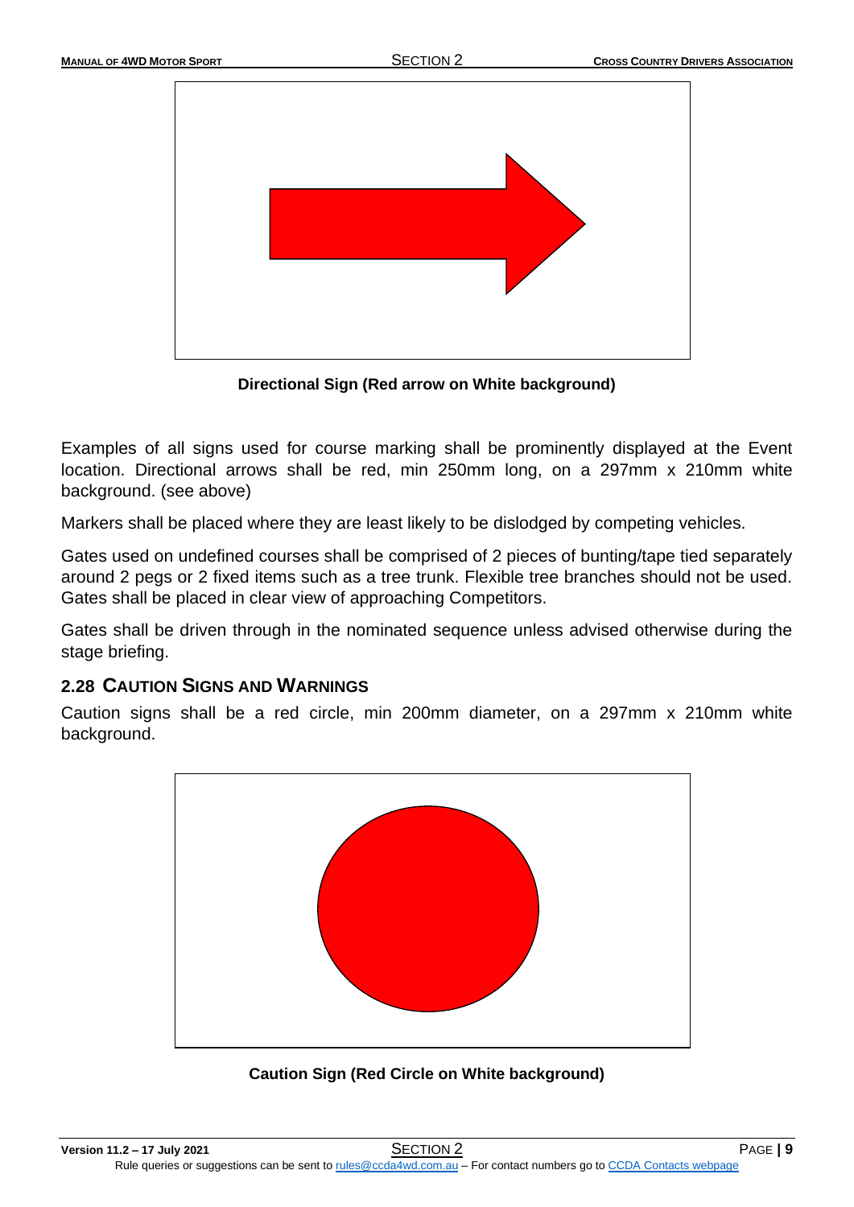**Directional Sign (Red arrow on White background)**

Examples of all signs used for course marking shall be prominently displayed at the Event location. Directional arrows shall be red, min 250mm long, on a 297mm x 210mm white background. (see above)

Markers shall be placed where they are least likely to be dislodged by competing vehicles.

Gates used on undefined courses shall be comprised of 2 pieces of bunting/tape tied separately around 2 pegs or 2 fixed items such as a tree trunk. Flexible tree branches should not be used. Gates shall be placed in clear view of approaching Competitors.

Gates shall be driven through in the nominated sequence unless advised otherwise during the stage briefing.

## 2.28 CAUTION SIGNS AND WARNINGS

Caution signs shall be a red circle, min 200mm diameter, on a 297mm x 210mm white background.

**Caution Sign (Red Circle on White background)**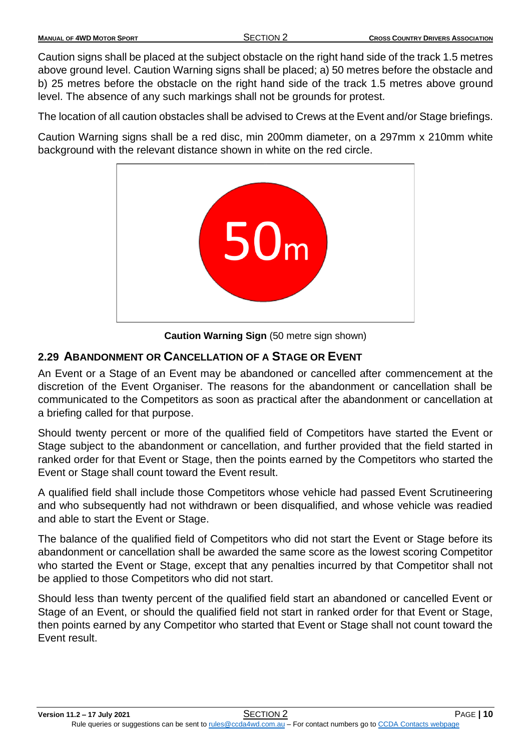Caution signs shall be placed at the subject obstacle on the right hand side of the track 1.5 metres above ground level. Caution Warning signs shall be placed; a) 50 metres before the obstacle and b) 25 metres before the obstacle on the right hand side of the track 1.5 metres above ground level. The absence of any such markings shall not be grounds for protest.

The location of all caution obstacles shall be advised to Crews at the Event and/or Stage briefings.

Caution Warning signs shall be a red disc, min 200mm diameter, on a 297mm x 210mm white background with the relevant distance shown in white on the red circle.

**Caution Warning Sign** (50 metre sign shown)

## 2.29 ABANDONMENT OR CANCELLATION OF A STAGE OR EVENT

An Event or a Stage of an Event may be abandoned or cancelled after commencement at the discretion of the Event Organiser. The reasons for the abandonment or cancellation shall be communicated to the Competitors as soon as practical after the abandonment or cancellation at a briefing called for that purpose.

Should twenty percent or more of the qualified field of Competitors have started the Event or Stage subject to the abandonment or cancellation, and further provided that the field started in ranked order for that Event or Stage, then the points earned by the Competitors who started the Event or Stage shall count toward the Event result.

A qualified field shall include those Competitors whose vehicle had passed Event Scrutineering and who subsequently had not withdrawn or been disqualified, and whose vehicle was readied and able to start the Event or Stage.

The balance of the qualified field of Competitors who did not start the Event or Stage before its abandonment or cancellation shall be awarded the same score as the lowest scoring Competitor who started the Event or Stage, except that any penalties incurred by that Competitor shall not be applied to those Competitors who did not start.

Should less than twenty percent of the qualified field start an abandoned or cancelled Event or Stage of an Event, or should the qualified field not start in ranked order for that Event or Stage, then points earned by any Competitor who started that Event or Stage shall not count toward the Event result.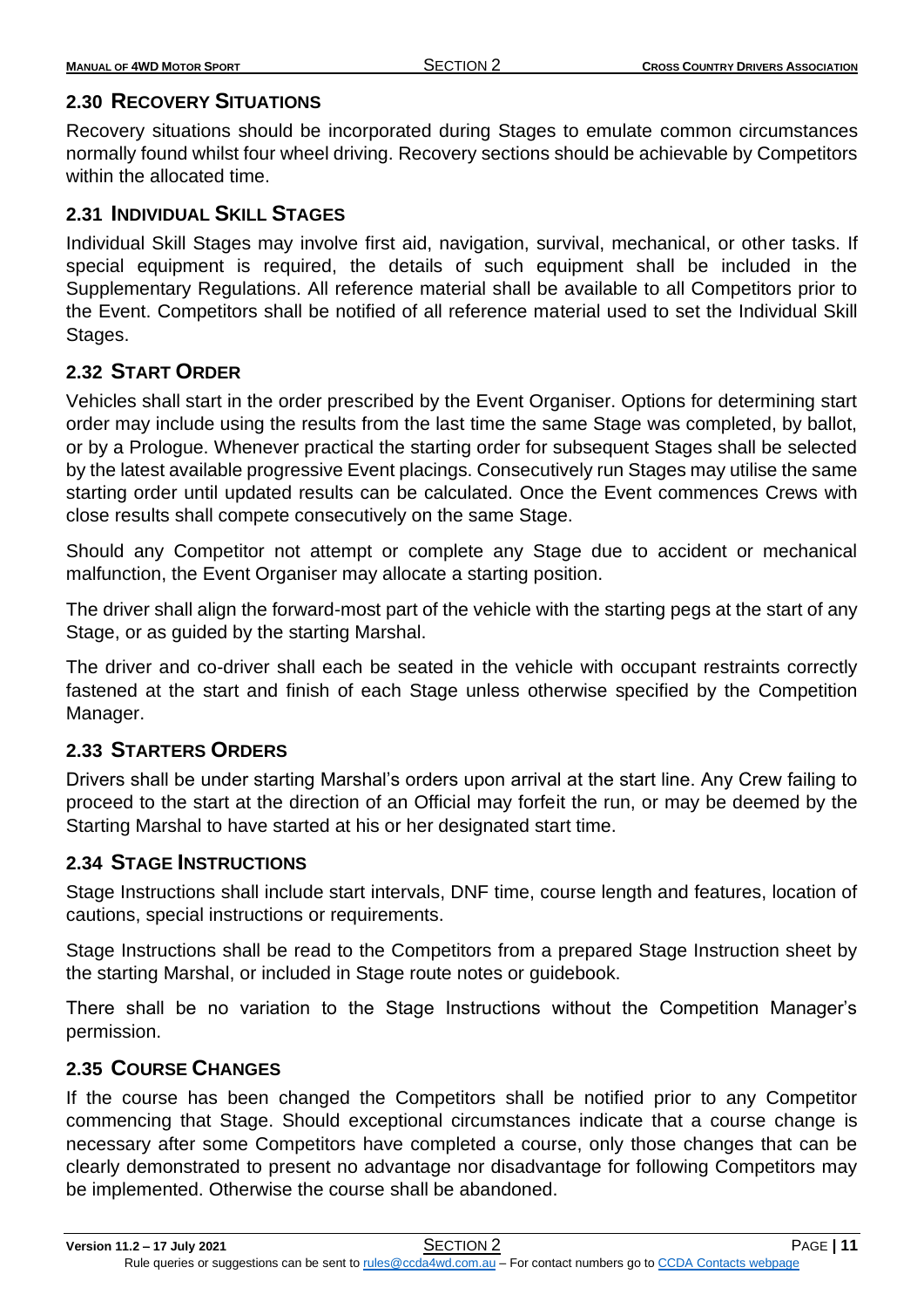## 2.30 Recovery Situations

Recovery situations should be incorporated during Stages to emulate common circumstances normally found whilst four wheel driving. Recovery sections should be achievable by Competitors within the allocated time.

## 2.31 Individual Skill Stages

Individual Skill Stages may involve first aid, navigation, survival, mechanical, or other tasks. If special equipment is required, the details of such equipment shall be included in the Supplementary Regulations. All reference material shall be available to all Competitors prior to the Event. Competitors shall be notified of all reference material used to set the Individual Skill Stages.

## 2.32 Start Order

Vehicles shall start in the order prescribed by the Event Organiser. Options for determining start order may include using the results from the last time the same Stage was completed, by ballot, or by a Prologue. Whenever practical the starting order for subsequent Stages shall be selected by the latest available progressive Event placings. Consecutively run Stages may utilise the same starting order until updated results can be calculated. Once the Event commences Crews with close results shall compete consecutively on the same Stage.

Should any Competitor not attempt or complete any Stage due to accident or mechanical malfunction, the Event Organiser may allocate a starting position.

The driver shall align the forward-most part of the vehicle with the starting pegs at the start of any Stage, or as guided by the starting Marshal.

The driver and co-driver shall each be seated in the vehicle with occupant restraints correctly fastened at the start and finish of each Stage unless otherwise specified by the Competition Manager.

## 2.33 Starters Orders

Drivers shall be under starting Marshal's orders upon arrival at the start line. Any Crew failing to proceed to the start at the direction of an Official may forfeit the run, or may be deemed by the Starting Marshal to have started at his or her designated start time.

## 2.34 Stage Instructions

Stage Instructions shall include start intervals, DNF time, course length and features, location of cautions, special instructions or requirements.

Stage Instructions shall be read to the Competitors from a prepared Stage Instruction sheet by the starting Marshal, or included in Stage route notes or guidebook.

There shall be no variation to the Stage Instructions without the Competition Manager's permission.

## 2.35 Course Changes

If the course has been changed the Competitors shall be notified prior to any Competitor commencing that Stage. Should exceptional circumstances indicate that a course change is necessary after some Competitors have completed a course, only those changes that can be clearly demonstrated to present no advantage nor disadvantage for following Competitors may be implemented. Otherwise the course shall be abandoned.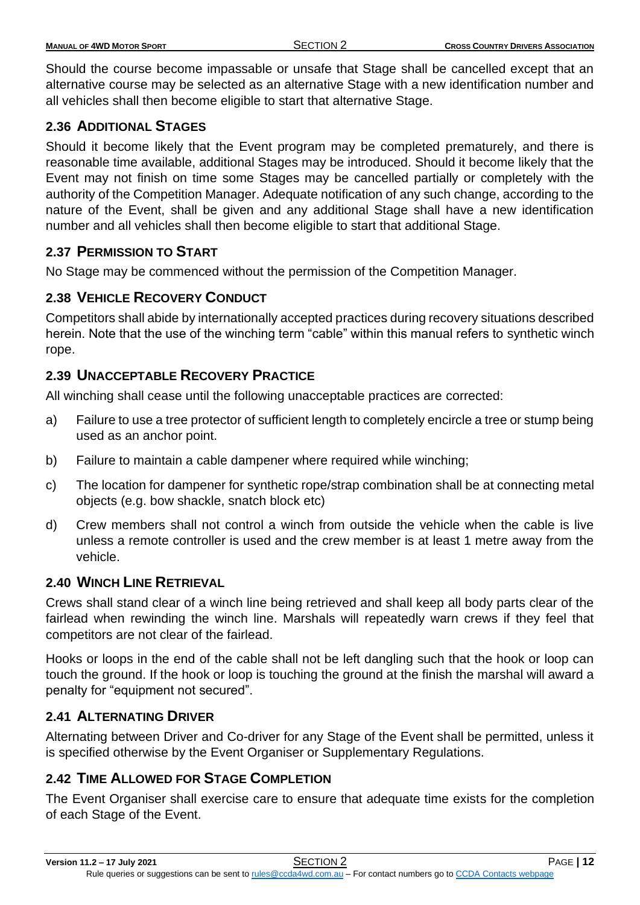Should the course become impassable or unsafe that Stage shall be cancelled except that an alternative course may be selected as an alternative Stage with a new identification number and all vehicles shall then become eligible to start that alternative Stage.

## 2.36 ADDITIONAL STAGES

Should it become likely that the Event program may be completed prematurely, and there is reasonable time available, additional Stages may be introduced. Should it become likely that the Event may not finish on time some Stages may be cancelled partially or completely with the authority of the Competition Manager. Adequate notification of any such change, according to the nature of the Event, shall be given and any additional Stage shall have a new identification number and all vehicles shall then become eligible to start that additional Stage.

## 2.37 PERMISSION TO START

No Stage may be commenced without the permission of the Competition Manager.

## 2.38 VEHICLE RECOVERY CONDUCT

Competitors shall abide by internationally accepted practices during recovery situations described herein. Note that the use of the winching term "cable" within this manual refers to synthetic winch rope.

## 2.39 UNACCEPTABLE RECOVERY PRACTICE

All winching shall cease until the following unacceptable practices are corrected:

a) Failure to use a tree protector of sufficient length to completely encircle a tree or stump being used as an anchor point.

b) Failure to maintain a cable dampener where required while winching;

c) The location for dampener for synthetic rope/strap combination shall be at connecting metal objects (e.g. bow shackle, snatch block etc)

d) Crew members shall not control a winch from outside the vehicle when the cable is live unless a remote controller is used and the crew member is at least 1 metre away from the vehicle.

## 2.40 WINCH LINE RETRIEVAL

Crews shall stand clear of a winch line being retrieved and shall keep all body parts clear of the fairlead when rewinding the winch line. Marshals will repeatedly warn crews if they feel that competitors are not clear of the fairlead.

Hooks or loops in the end of the cable shall not be left dangling such that the hook or loop can touch the ground. If the hook or loop is touching the ground at the finish the marshal will award a penalty for "equipment not secured".

## 2.41 ALTERNATING DRIVER

Alternating between Driver and Co-driver for any Stage of the Event shall be permitted, unless it is specified otherwise by the Event Organiser or Supplementary Regulations.

## 2.42 TIME ALLOWED FOR STAGE COMPLETION

The Event Organiser shall exercise care to ensure that adequate time exists for the completion of each Stage of the Event.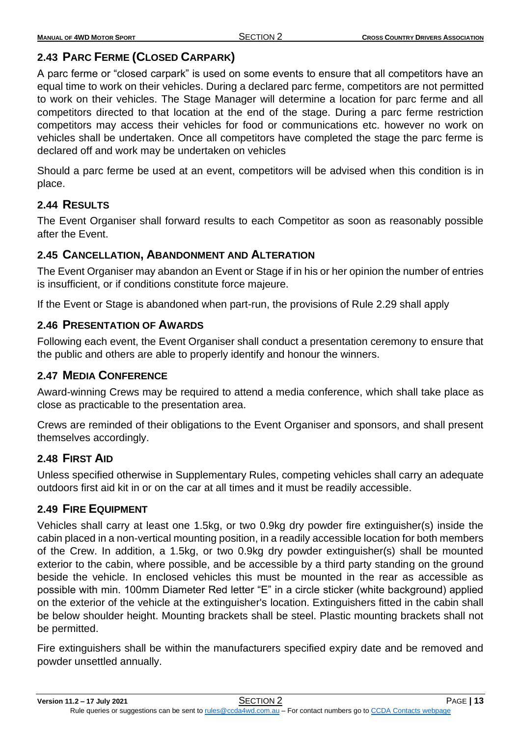## 2.43 Parc Ferme (Closed Carpark)

A parc ferme or "closed carpark" is used on some events to ensure that all competitors have an equal time to work on their vehicles. During a declared parc ferme, competitors are not permitted to work on their vehicles. The Stage Manager will determine a location for parc ferme and all competitors directed to that location at the end of the stage. During a parc ferme restriction competitors may access their vehicles for food or communications etc. however no work on vehicles shall be undertaken. Once all competitors have completed the stage the parc ferme is declared off and work may be undertaken on vehicles

Should a parc ferme be used at an event, competitors will be advised when this condition is in place.

## 2.44 Results

The Event Organiser shall forward results to each Competitor as soon as reasonably possible after the Event.

## 2.45 Cancellation, Abandonment and Alteration

The Event Organiser may abandon an Event or Stage if in his or her opinion the number of entries is insufficient, or if conditions constitute force majeure.

If the Event or Stage is abandoned when part-run, the provisions of Rule 2.29 shall apply

## 2.46 Presentation of Awards

Following each event, the Event Organiser shall conduct a presentation ceremony to ensure that the public and others are able to properly identify and honour the winners.

## 2.47 Media Conference

Award-winning Crews may be required to attend a media conference, which shall take place as close as practicable to the presentation area.

Crews are reminded of their obligations to the Event Organiser and sponsors, and shall present themselves accordingly.

## 2.48 First Aid

Unless specified otherwise in Supplementary Rules, competing vehicles shall carry an adequate outdoors first aid kit in or on the car at all times and it must be readily accessible.

## 2.49 Fire Equipment

Vehicles shall carry at least one 1.5kg, or two 0.9kg dry powder fire extinguisher(s) inside the cabin placed in a non-vertical mounting position, in a readily accessible location for both members of the Crew. In addition, a 1.5kg, or two 0.9kg dry powder extinguisher(s) shall be mounted exterior to the cabin, where possible, and be accessible by a third party standing on the ground beside the vehicle. In enclosed vehicles this must be mounted in the rear as accessible as possible with min. 100mm Diameter Red letter "E" in a circle sticker (white background) applied on the exterior of the vehicle at the extinguisher's location. Extinguishers fitted in the cabin shall be below shoulder height. Mounting brackets shall be steel. Plastic mounting brackets shall not be permitted.

Fire extinguishers shall be within the manufacturers specified expiry date and be removed and powder unsettled annually.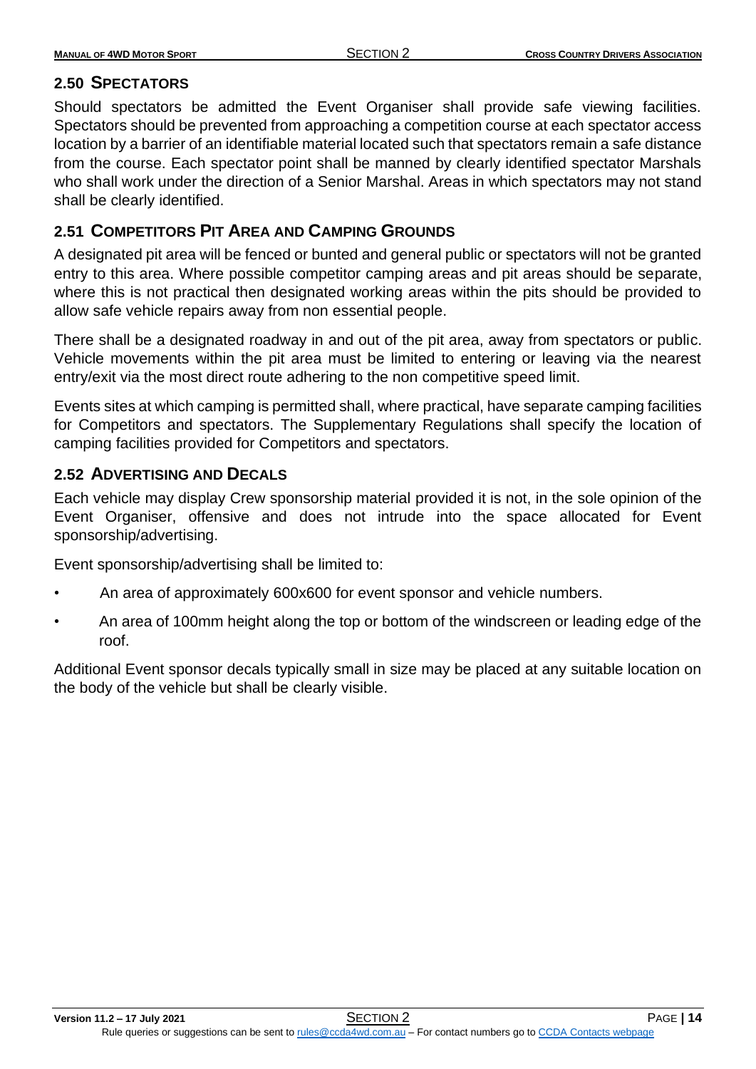## 2.50 SPECTATORS

Should spectators be admitted the Event Organiser shall provide safe viewing facilities. Spectators should be prevented from approaching a competition course at each spectator access location by a barrier of an identifiable material located such that spectators remain a safe distance from the course. Each spectator point shall be manned by clearly identified spectator Marshals who shall work under the direction of a Senior Marshal. Areas in which spectators may not stand shall be clearly identified.

## 2.51 COMPETITORS PIT AREA AND CAMPING GROUNDS

A designated pit area will be fenced or bunted and general public or spectators will not be granted entry to this area. Where possible competitor camping areas and pit areas should be separate, where this is not practical then designated working areas within the pits should be provided to allow safe vehicle repairs away from non essential people.

There shall be a designated roadway in and out of the pit area, away from spectators or public. Vehicle movements within the pit area must be limited to entering or leaving via the nearest entry/exit via the most direct route adhering to the non competitive speed limit.

Events sites at which camping is permitted shall, where practical, have separate camping facilities for Competitors and spectators. The Supplementary Regulations shall specify the location of camping facilities provided for Competitors and spectators.

## 2.52 ADVERTISING AND DECALS

Each vehicle may display Crew sponsorship material provided it is not, in the sole opinion of the Event Organiser, offensive and does not intrude into the space allocated for Event sponsorship/advertising.

Event sponsorship/advertising shall be limited to:

- An area of approximately 600x600 for event sponsor and vehicle numbers.
- An area of 100mm height along the top or bottom of the windscreen or leading edge of the roof.

Additional Event sponsor decals typically small in size may be placed at any suitable location on the body of the vehicle but shall be clearly visible.